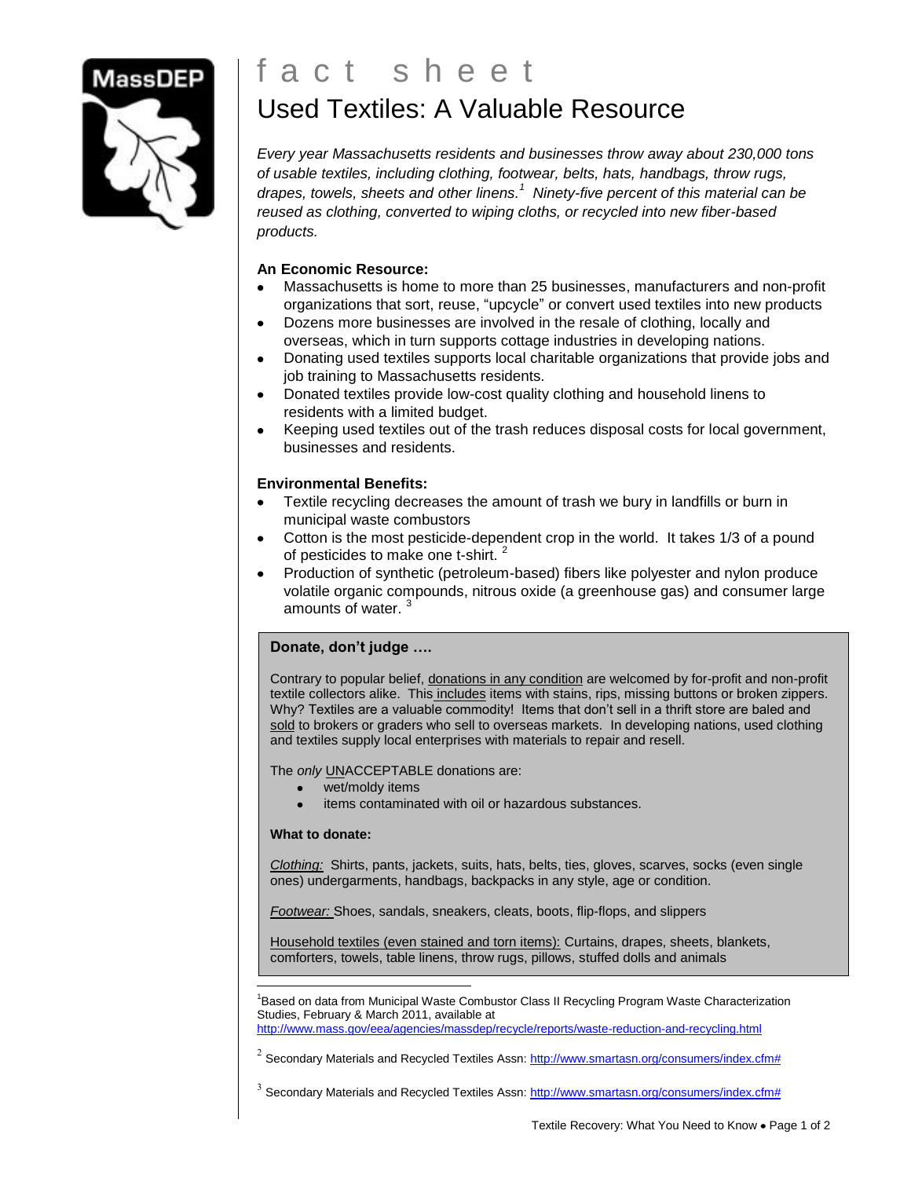# fact sheet

## Used Textiles: A Valuable Resource

*Every year Massachusetts residents and businesses throw away about 230,000 tons of usable textiles, including clothing, footwear, belts, hats, handbags, throw rugs, drapes, towels, sheets and other linens.*[1] *Ninety-five percent of this material can be reused as clothing, converted to wiping cloths, or recycled into new fiber-based products.*

**An Economic Resource:**

- Massachusetts is home to more than 25 businesses, manufacturers and non-profit organizations that sort, reuse, "upcycle" or convert used textiles into new products
- Dozens more businesses are involved in the resale of clothing, locally and overseas, which in turn supports cottage industries in developing nations.
- Donating used textiles supports local charitable organizations that provide jobs and job training to Massachusetts residents.
- Donated textiles provide low-cost quality clothing and household linens to residents with a limited budget.
- Keeping used textiles out of the trash reduces disposal costs for local government, businesses and residents.

**Environmental Benefits:**

- Textile recycling decreases the amount of trash we bury in landfills or burn in municipal waste combustors
- Cotton is the most pesticide-dependent crop in the world. It takes 1/3 of a pound of pesticides to make one t-shirt. [2]
- Production of synthetic (petroleum-based) fibers like polyester and nylon produce volatile organic compounds, nitrous oxide (a greenhouse gas) and consumer large amounts of water. [3]

**Donate, don't judge ….**

Contrary to popular belief, donations in any condition are welcomed by for-profit and non-profit textile collectors alike. This includes items with stains, rips, missing buttons or broken zippers. Why? Textiles are a valuable commodity! Items that don't sell in a thrift store are baled and sold to brokers or graders who sell to overseas markets. In developing nations, used clothing and textiles supply local enterprises with materials to repair and resell.

The *only* UNACCEPTABLE donations are:

- wet/moldy items
- items contaminated with oil or hazardous substances.

**What to donate:**

*Clothing:* Shirts, pants, jackets, suits, hats, belts, ties, gloves, scarves, socks (even single ones) undergarments, handbags, backpacks in any style, age or condition.

*Footwear:* Shoes, sandals, sneakers, cleats, boots, flip-flops, and slippers

Household textiles (even stained and torn items): Curtains, drapes, sheets, blankets, comforters, towels, table linens, throw rugs, pillows, stuffed dolls and animals

---

[1] Based on data from Municipal Waste Combustor Class II Recycling Program Waste Characterization Studies, February & March 2011, available at http://www.mass.gov/eea/agencies/massdep/recycle/reports/waste-reduction-and-recycling.html

[2] Secondary Materials and Recycled Textiles Assn: http://www.smartasn.org/consumers/index.cfm#

[3] Secondary Materials and Recycled Textiles Assn: http://www.smartasn.org/consumers/index.cfm#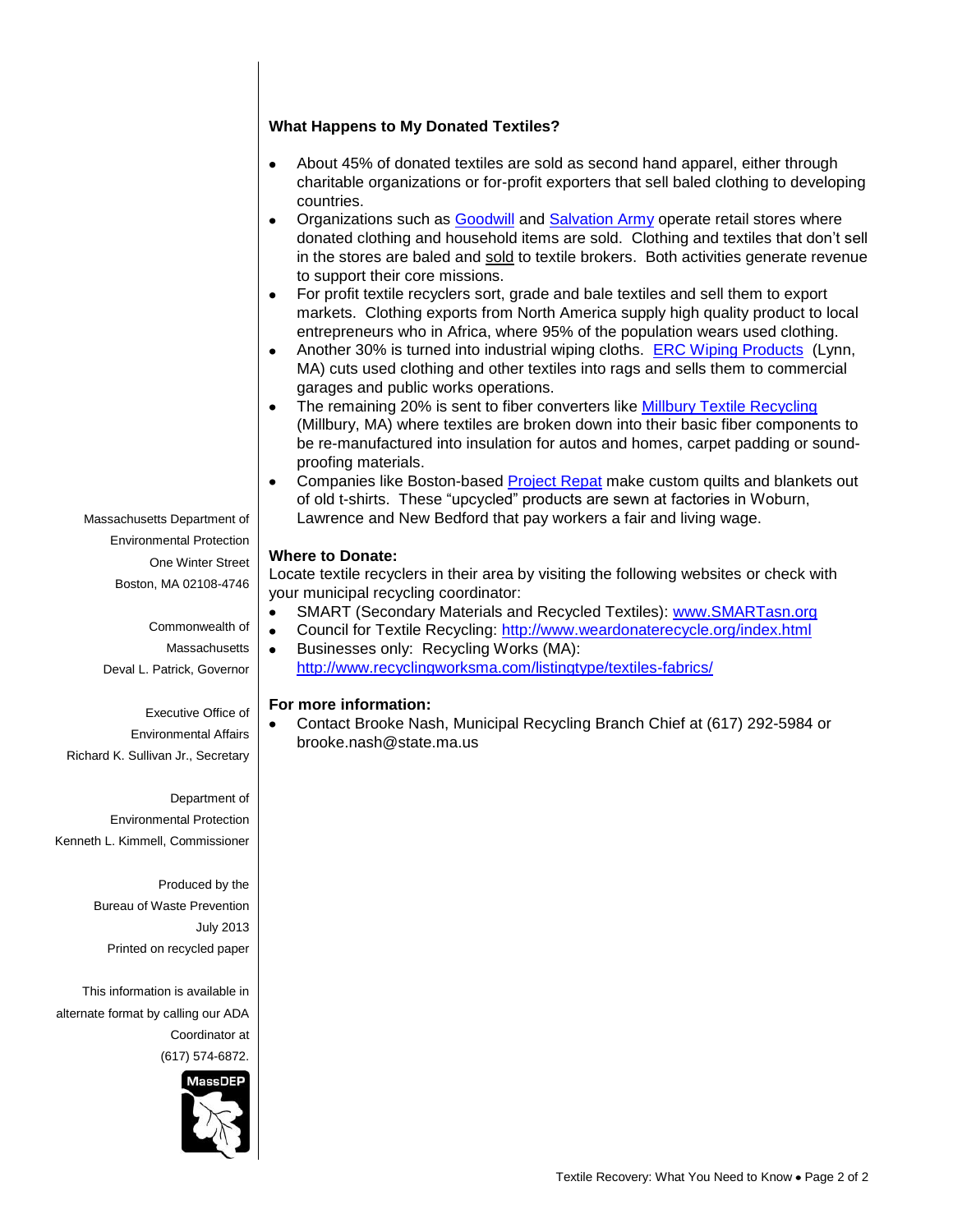## What Happens to My Donated Textiles?

- About 45% of donated textiles are sold as second hand apparel, either through charitable organizations or for-profit exporters that sell baled clothing to developing countries.
- Organizations such as Goodwill and Salvation Army operate retail stores where donated clothing and household items are sold. Clothing and textiles that don't sell in the stores are baled and sold to textile brokers. Both activities generate revenue to support their core missions.
- For profit textile recyclers sort, grade and bale textiles and sell them to export markets. Clothing exports from North America supply high quality product to local entrepreneurs who in Africa, where 95% of the population wears used clothing.
- Another 30% is turned into industrial wiping cloths. ERC Wiping Products (Lynn, MA) cuts used clothing and other textiles into rags and sells them to commercial garages and public works operations.
- The remaining 20% is sent to fiber converters like Millbury Textile Recycling (Millbury, MA) where textiles are broken down into their basic fiber components to be re-manufactured into insulation for autos and homes, carpet padding or sound-proofing materials.
- Companies like Boston-based Project Repat make custom quilts and blankets out of old t-shirts. These "upcycled" products are sewn at factories in Woburn, Lawrence and New Bedford that pay workers a fair and living wage.

## Where to Donate:

Locate textile recyclers in their area by visiting the following websites or check with your municipal recycling coordinator:

- SMART (Secondary Materials and Recycled Textiles): www.SMARTasn.org
- Council for Textile Recycling: http://www.weardonaterecycle.org/index.html
- Businesses only: Recycling Works (MA): http://www.recyclingworksma.com/listingtype/textiles-fabrics/

## For more information:

- Contact Brooke Nash, Municipal Recycling Branch Chief at (617) 292-5984 or brooke.nash@state.ma.us

Massachusetts Department of Environmental Protection
One Winter Street
Boston, MA 02108-4746

Commonwealth of Massachusetts
Deval L. Patrick, Governor

Executive Office of Environmental Affairs
Richard K. Sullivan Jr., Secretary

Department of Environmental Protection
Kenneth L. Kimmell, Commissioner

Produced by the Bureau of Waste Prevention
July 2013
Printed on recycled paper

This information is available in alternate format by calling our ADA Coordinator at (617) 574-6872.

MassDEP